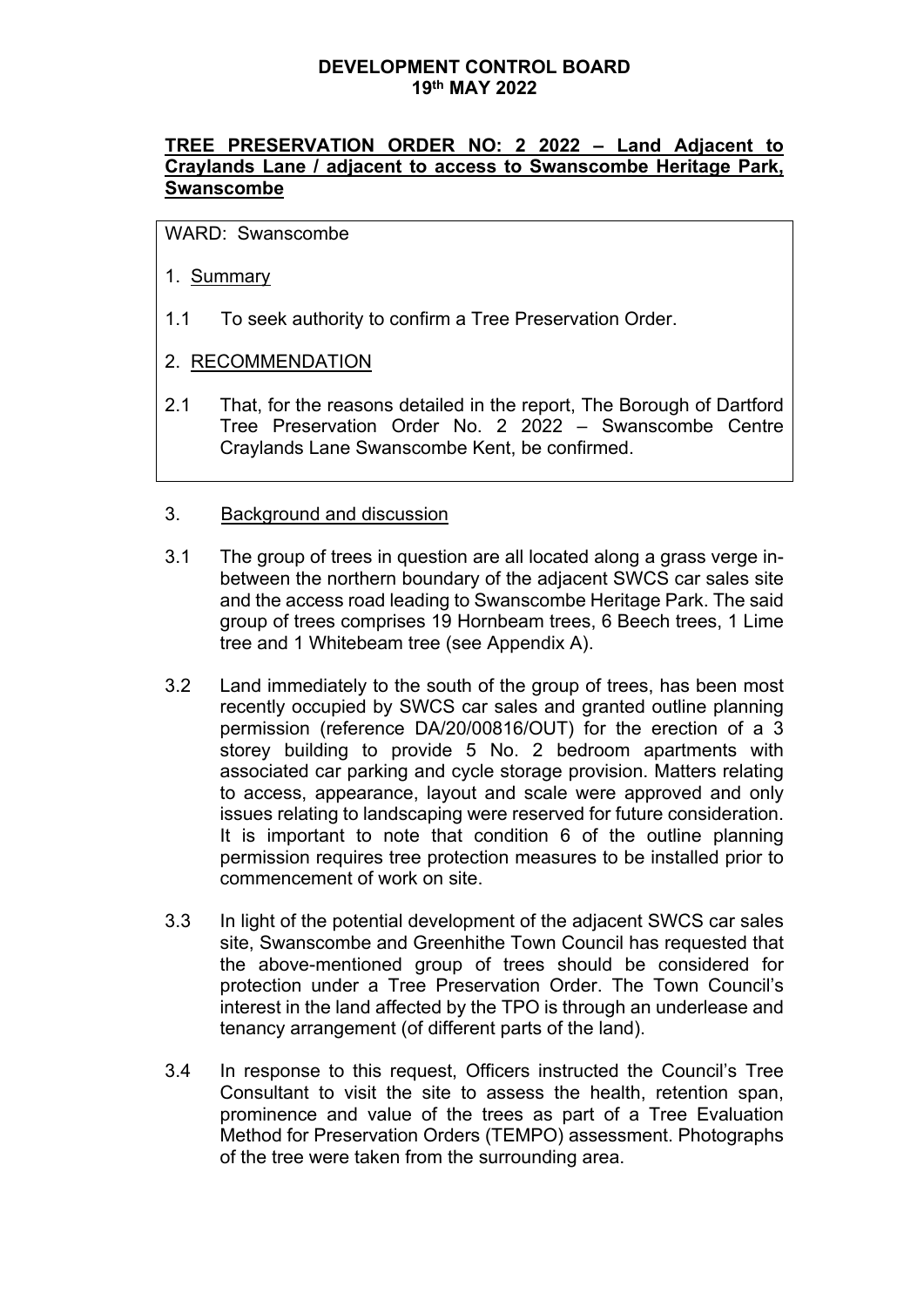**DEVELOPMENT CONTROL BOARD**
**19th MAY 2022**

## TREE PRESERVATION ORDER NO: 2 2022 – Land Adjacent to Craylands Lane / adjacent to access to Swanscombe Heritage Park, Swanscombe

WARD: Swanscombe

1. Summary

1.1 To seek authority to confirm a Tree Preservation Order.

2. RECOMMENDATION

2.1 That, for the reasons detailed in the report, The Borough of Dartford Tree Preservation Order No. 2 2022 – Swanscombe Centre Craylands Lane Swanscombe Kent, be confirmed.

3. Background and discussion

3.1 The group of trees in question are all located along a grass verge in-between the northern boundary of the adjacent SWCS car sales site and the access road leading to Swanscombe Heritage Park. The said group of trees comprises 19 Hornbeam trees, 6 Beech trees, 1 Lime tree and 1 Whitebeam tree (see Appendix A).

3.2 Land immediately to the south of the group of trees, has been most recently occupied by SWCS car sales and granted outline planning permission (reference DA/20/00816/OUT) for the erection of a 3 storey building to provide 5 No. 2 bedroom apartments with associated car parking and cycle storage provision. Matters relating to access, appearance, layout and scale were approved and only issues relating to landscaping were reserved for future consideration. It is important to note that condition 6 of the outline planning permission requires tree protection measures to be installed prior to commencement of work on site.

3.3 In light of the potential development of the adjacent SWCS car sales site, Swanscombe and Greenhithe Town Council has requested that the above-mentioned group of trees should be considered for protection under a Tree Preservation Order. The Town Council's interest in the land affected by the TPO is through an underlease and tenancy arrangement (of different parts of the land).

3.4 In response to this request, Officers instructed the Council's Tree Consultant to visit the site to assess the health, retention span, prominence and value of the trees as part of a Tree Evaluation Method for Preservation Orders (TEMPO) assessment. Photographs of the tree were taken from the surrounding area.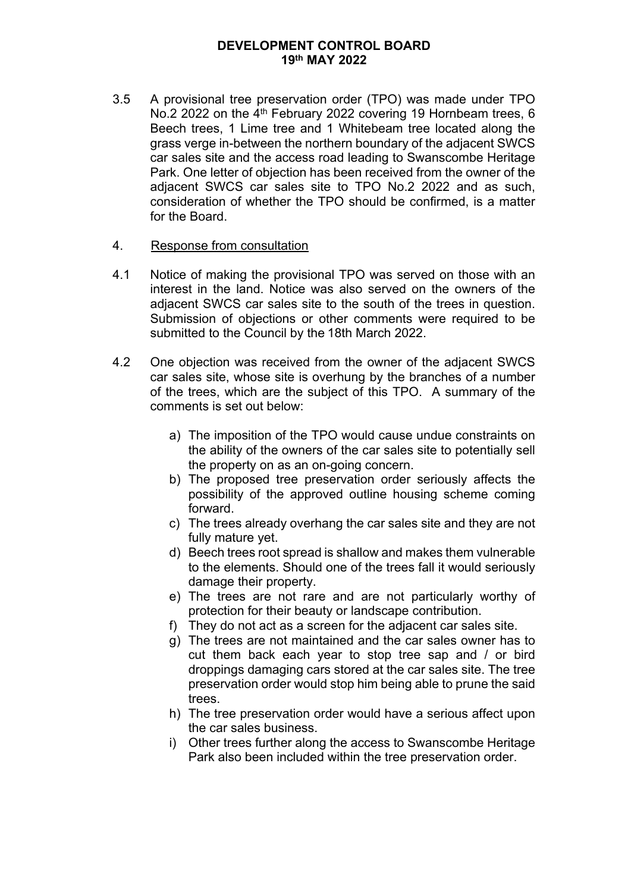3.5 A provisional tree preservation order (TPO) was made under TPO No.2 2022 on the 4th February 2022 covering 19 Hornbeam trees, 6 Beech trees, 1 Lime tree and 1 Whitebeam tree located along the grass verge in-between the northern boundary of the adjacent SWCS car sales site and the access road leading to Swanscombe Heritage Park. One letter of objection has been received from the owner of the adjacent SWCS car sales site to TPO No.2 2022 and as such, consideration of whether the TPO should be confirmed, is a matter for the Board.

## 4. Response from consultation

4.1 Notice of making the provisional TPO was served on those with an interest in the land. Notice was also served on the owners of the adjacent SWCS car sales site to the south of the trees in question. Submission of objections or other comments were required to be submitted to the Council by the 18th March 2022.

4.2 One objection was received from the owner of the adjacent SWCS car sales site, whose site is overhung by the branches of a number of the trees, which are the subject of this TPO. A summary of the comments is set out below:

a) The imposition of the TPO would cause undue constraints on the ability of the owners of the car sales site to potentially sell the property on as an on-going concern.
b) The proposed tree preservation order seriously affects the possibility of the approved outline housing scheme coming forward.
c) The trees already overhang the car sales site and they are not fully mature yet.
d) Beech trees root spread is shallow and makes them vulnerable to the elements. Should one of the trees fall it would seriously damage their property.
e) The trees are not rare and are not particularly worthy of protection for their beauty or landscape contribution.
f) They do not act as a screen for the adjacent car sales site.
g) The trees are not maintained and the car sales owner has to cut them back each year to stop tree sap and / or bird droppings damaging cars stored at the car sales site. The tree preservation order would stop him being able to prune the said trees.
h) The tree preservation order would have a serious affect upon the car sales business.
i) Other trees further along the access to Swanscombe Heritage Park also been included within the tree preservation order.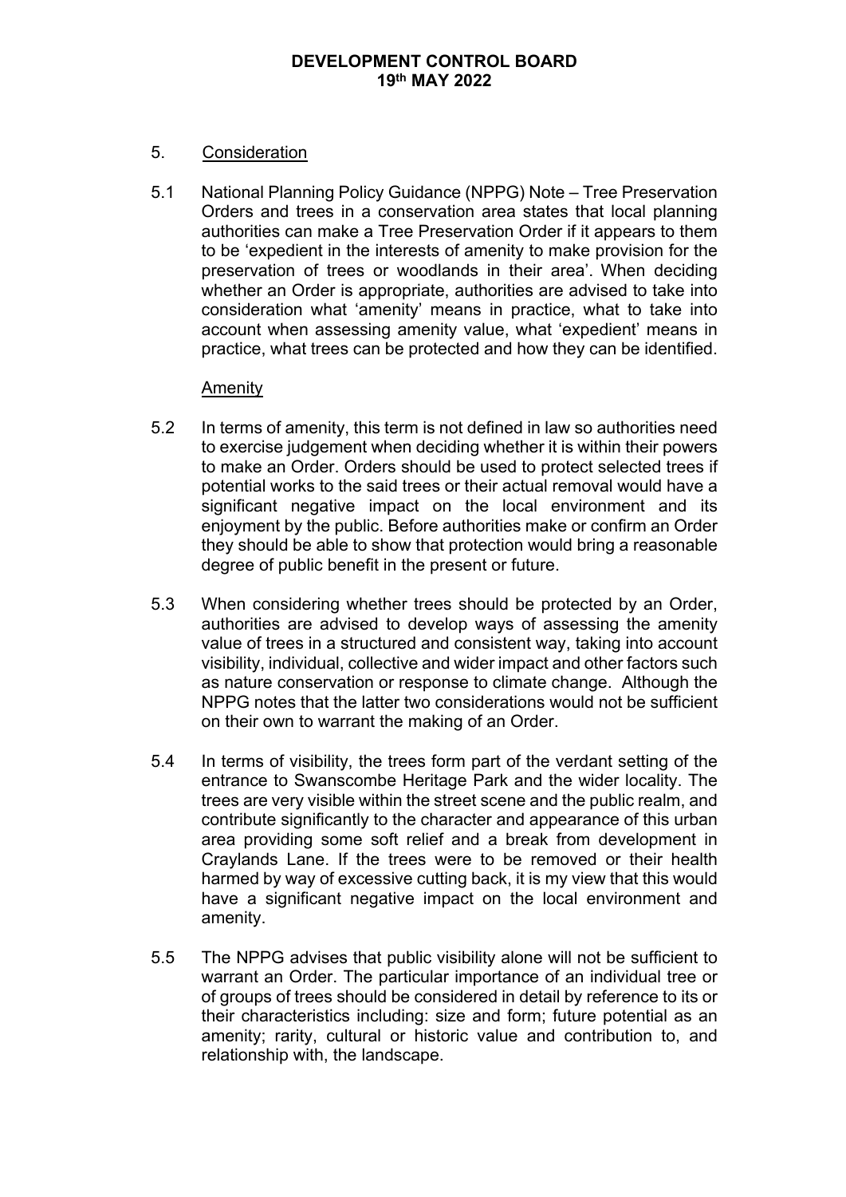## 5. Consideration

5.1 National Planning Policy Guidance (NPPG) Note – Tree Preservation Orders and trees in a conservation area states that local planning authorities can make a Tree Preservation Order if it appears to them to be 'expedient in the interests of amenity to make provision for the preservation of trees or woodlands in their area'. When deciding whether an Order is appropriate, authorities are advised to take into consideration what 'amenity' means in practice, what to take into account when assessing amenity value, what 'expedient' means in practice, what trees can be protected and how they can be identified.

### Amenity

5.2 In terms of amenity, this term is not defined in law so authorities need to exercise judgement when deciding whether it is within their powers to make an Order. Orders should be used to protect selected trees if potential works to the said trees or their actual removal would have a significant negative impact on the local environment and its enjoyment by the public. Before authorities make or confirm an Order they should be able to show that protection would bring a reasonable degree of public benefit in the present or future.

5.3 When considering whether trees should be protected by an Order, authorities are advised to develop ways of assessing the amenity value of trees in a structured and consistent way, taking into account visibility, individual, collective and wider impact and other factors such as nature conservation or response to climate change. Although the NPPG notes that the latter two considerations would not be sufficient on their own to warrant the making of an Order.

5.4 In terms of visibility, the trees form part of the verdant setting of the entrance to Swanscombe Heritage Park and the wider locality. The trees are very visible within the street scene and the public realm, and contribute significantly to the character and appearance of this urban area providing some soft relief and a break from development in Craylands Lane. If the trees were to be removed or their health harmed by way of excessive cutting back, it is my view that this would have a significant negative impact on the local environment and amenity.

5.5 The NPPG advises that public visibility alone will not be sufficient to warrant an Order. The particular importance of an individual tree or of groups of trees should be considered in detail by reference to its or their characteristics including: size and form; future potential as an amenity; rarity, cultural or historic value and contribution to, and relationship with, the landscape.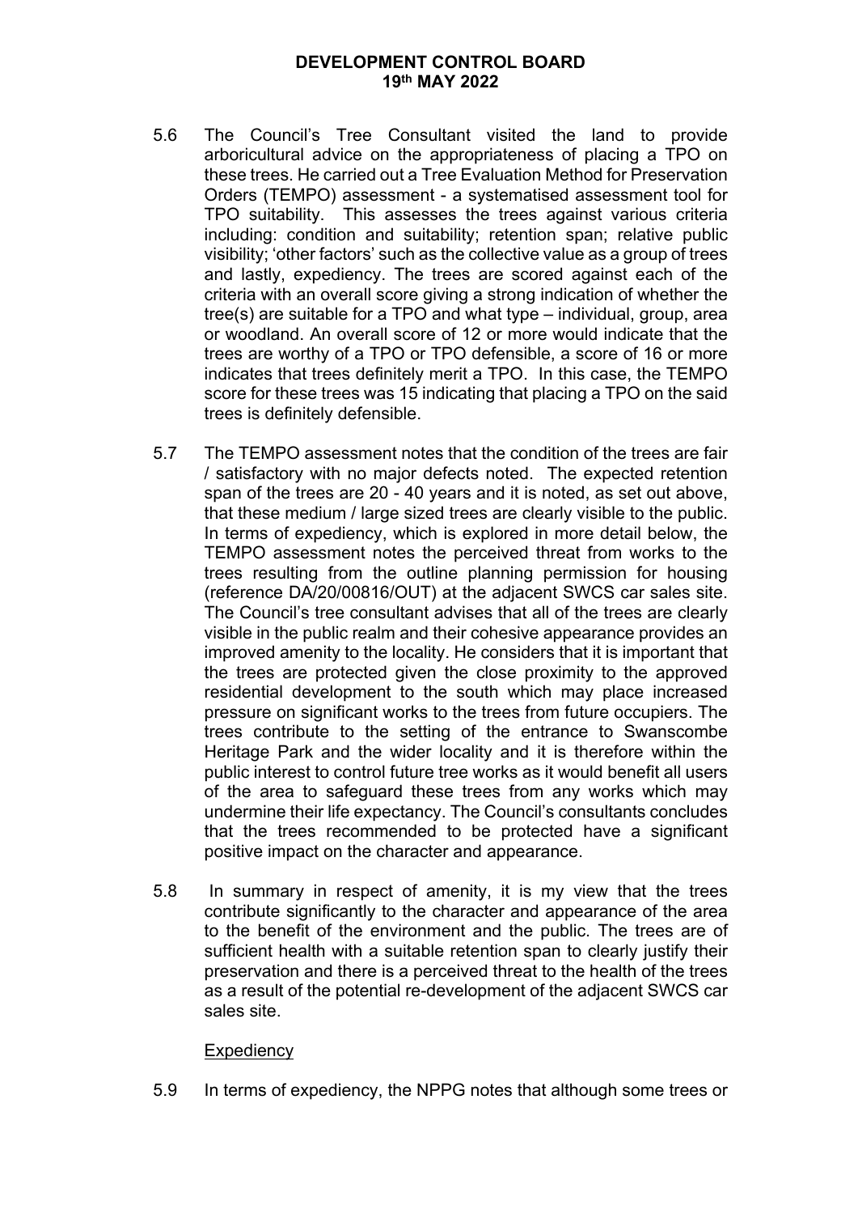5.6 The Council's Tree Consultant visited the land to provide arboricultural advice on the appropriateness of placing a TPO on these trees. He carried out a Tree Evaluation Method for Preservation Orders (TEMPO) assessment - a systematised assessment tool for TPO suitability. This assesses the trees against various criteria including: condition and suitability; retention span; relative public visibility; 'other factors' such as the collective value as a group of trees and lastly, expediency. The trees are scored against each of the criteria with an overall score giving a strong indication of whether the tree(s) are suitable for a TPO and what type – individual, group, area or woodland. An overall score of 12 or more would indicate that the trees are worthy of a TPO or TPO defensible, a score of 16 or more indicates that trees definitely merit a TPO. In this case, the TEMPO score for these trees was 15 indicating that placing a TPO on the said trees is definitely defensible.

5.7 The TEMPO assessment notes that the condition of the trees are fair / satisfactory with no major defects noted. The expected retention span of the trees are 20 - 40 years and it is noted, as set out above, that these medium / large sized trees are clearly visible to the public. In terms of expediency, which is explored in more detail below, the TEMPO assessment notes the perceived threat from works to the trees resulting from the outline planning permission for housing (reference DA/20/00816/OUT) at the adjacent SWCS car sales site. The Council's tree consultant advises that all of the trees are clearly visible in the public realm and their cohesive appearance provides an improved amenity to the locality. He considers that it is important that the trees are protected given the close proximity to the approved residential development to the south which may place increased pressure on significant works to the trees from future occupiers. The trees contribute to the setting of the entrance to Swanscombe Heritage Park and the wider locality and it is therefore within the public interest to control future tree works as it would benefit all users of the area to safeguard these trees from any works which may undermine their life expectancy. The Council's consultants concludes that the trees recommended to be protected have a significant positive impact on the character and appearance.

5.8 In summary in respect of amenity, it is my view that the trees contribute significantly to the character and appearance of the area to the benefit of the environment and the public. The trees are of sufficient health with a suitable retention span to clearly justify their preservation and there is a perceived threat to the health of the trees as a result of the potential re-development of the adjacent SWCS car sales site.

<u>Expediency</u>

5.9 In terms of expediency, the NPPG notes that although some trees or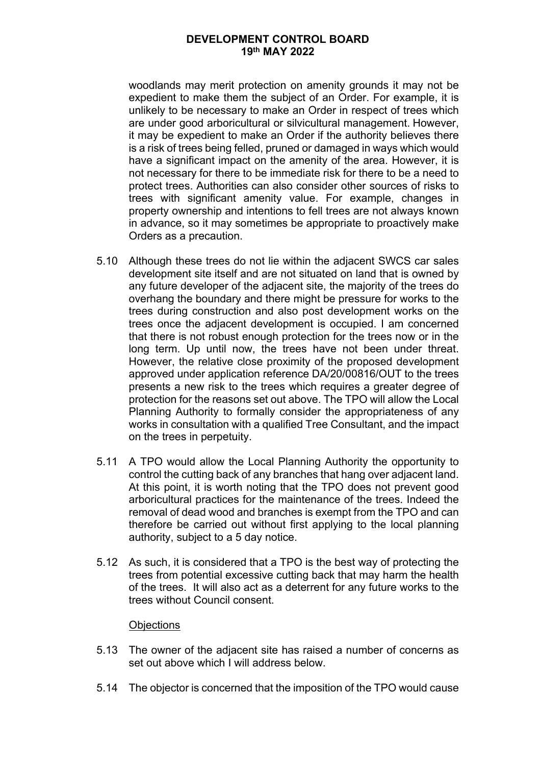woodlands may merit protection on amenity grounds it may not be expedient to make them the subject of an Order. For example, it is unlikely to be necessary to make an Order in respect of trees which are under good arboricultural or silvicultural management. However, it may be expedient to make an Order if the authority believes there is a risk of trees being felled, pruned or damaged in ways which would have a significant impact on the amenity of the area. However, it is not necessary for there to be immediate risk for there to be a need to protect trees. Authorities can also consider other sources of risks to trees with significant amenity value. For example, changes in property ownership and intentions to fell trees are not always known in advance, so it may sometimes be appropriate to proactively make Orders as a precaution.

5.10 Although these trees do not lie within the adjacent SWCS car sales development site itself and are not situated on land that is owned by any future developer of the adjacent site, the majority of the trees do overhang the boundary and there might be pressure for works to the trees during construction and also post development works on the trees once the adjacent development is occupied. I am concerned that there is not robust enough protection for the trees now or in the long term. Up until now, the trees have not been under threat. However, the relative close proximity of the proposed development approved under application reference DA/20/00816/OUT to the trees presents a new risk to the trees which requires a greater degree of protection for the reasons set out above. The TPO will allow the Local Planning Authority to formally consider the appropriateness of any works in consultation with a qualified Tree Consultant, and the impact on the trees in perpetuity.

5.11 A TPO would allow the Local Planning Authority the opportunity to control the cutting back of any branches that hang over adjacent land. At this point, it is worth noting that the TPO does not prevent good arboricultural practices for the maintenance of the trees. Indeed the removal of dead wood and branches is exempt from the TPO and can therefore be carried out without first applying to the local planning authority, subject to a 5 day notice.

5.12 As such, it is considered that a TPO is the best way of protecting the trees from potential excessive cutting back that may harm the health of the trees. It will also act as a deterrent for any future works to the trees without Council consent.

<u>Objections</u>

5.13 The owner of the adjacent site has raised a number of concerns as set out above which I will address below.

5.14 The objector is concerned that the imposition of the TPO would cause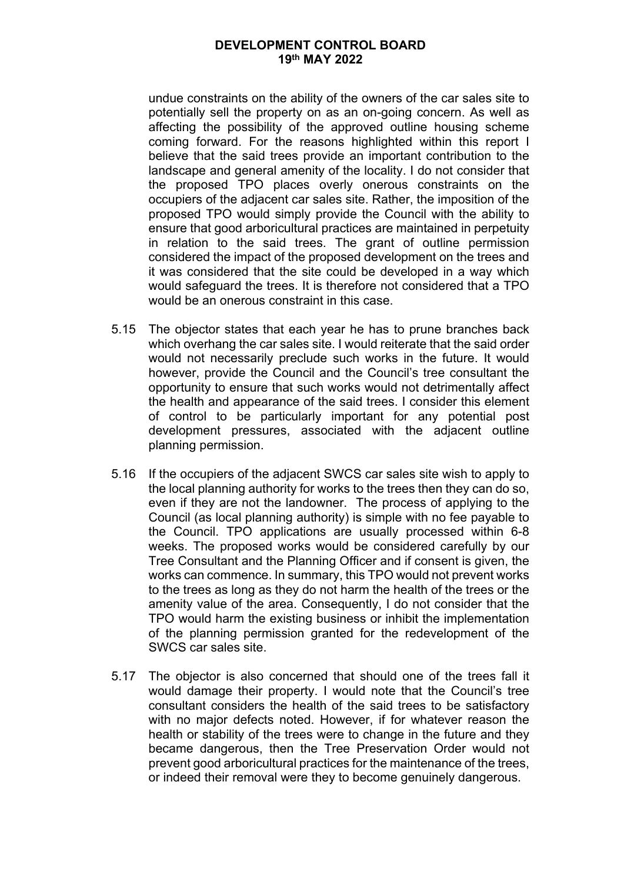undue constraints on the ability of the owners of the car sales site to potentially sell the property on as an on-going concern. As well as affecting the possibility of the approved outline housing scheme coming forward. For the reasons highlighted within this report I believe that the said trees provide an important contribution to the landscape and general amenity of the locality. I do not consider that the proposed TPO places overly onerous constraints on the occupiers of the adjacent car sales site. Rather, the imposition of the proposed TPO would simply provide the Council with the ability to ensure that good arboricultural practices are maintained in perpetuity in relation to the said trees. The grant of outline permission considered the impact of the proposed development on the trees and it was considered that the site could be developed in a way which would safeguard the trees. It is therefore not considered that a TPO would be an onerous constraint in this case.

5.15 The objector states that each year he has to prune branches back which overhang the car sales site. I would reiterate that the said order would not necessarily preclude such works in the future. It would however, provide the Council and the Council's tree consultant the opportunity to ensure that such works would not detrimentally affect the health and appearance of the said trees. I consider this element of control to be particularly important for any potential post development pressures, associated with the adjacent outline planning permission.

5.16 If the occupiers of the adjacent SWCS car sales site wish to apply to the local planning authority for works to the trees then they can do so, even if they are not the landowner. The process of applying to the Council (as local planning authority) is simple with no fee payable to the Council. TPO applications are usually processed within 6-8 weeks. The proposed works would be considered carefully by our Tree Consultant and the Planning Officer and if consent is given, the works can commence. In summary, this TPO would not prevent works to the trees as long as they do not harm the health of the trees or the amenity value of the area. Consequently, I do not consider that the TPO would harm the existing business or inhibit the implementation of the planning permission granted for the redevelopment of the SWCS car sales site.

5.17 The objector is also concerned that should one of the trees fall it would damage their property. I would note that the Council's tree consultant considers the health of the said trees to be satisfactory with no major defects noted. However, if for whatever reason the health or stability of the trees were to change in the future and they became dangerous, then the Tree Preservation Order would not prevent good arboricultural practices for the maintenance of the trees, or indeed their removal were they to become genuinely dangerous.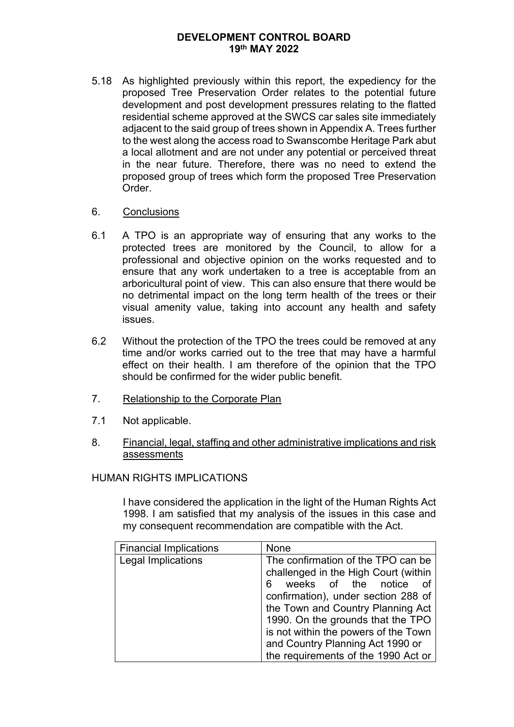5.18 As highlighted previously within this report, the expediency for the proposed Tree Preservation Order relates to the potential future development and post development pressures relating to the flatted residential scheme approved at the SWCS car sales site immediately adjacent to the said group of trees shown in Appendix A. Trees further to the west along the access road to Swanscombe Heritage Park abut a local allotment and are not under any potential or perceived threat in the near future. Therefore, there was no need to extend the proposed group of trees which form the proposed Tree Preservation Order.

## 6. Conclusions

6.1 A TPO is an appropriate way of ensuring that any works to the protected trees are monitored by the Council, to allow for a professional and objective opinion on the works requested and to ensure that any work undertaken to a tree is acceptable from an arboricultural point of view. This can also ensure that there would be no detrimental impact on the long term health of the trees or their visual amenity value, taking into account any health and safety issues.

6.2 Without the protection of the TPO the trees could be removed at any time and/or works carried out to the tree that may have a harmful effect on their health. I am therefore of the opinion that the TPO should be confirmed for the wider public benefit.

## 7. Relationship to the Corporate Plan

7.1 Not applicable.

## 8. Financial, legal, staffing and other administrative implications and risk assessments

HUMAN RIGHTS IMPLICATIONS

I have considered the application in the light of the Human Rights Act 1998. I am satisfied that my analysis of the issues in this case and my consequent recommendation are compatible with the Act.

| Financial Implications | None |
|---|---|
| Legal Implications | The confirmation of the TPO can be challenged in the High Court (within 6 weeks of the notice of confirmation), under section 288 of the Town and Country Planning Act 1990. On the grounds that the TPO is not within the powers of the Town and Country Planning Act 1990 or the requirements of the 1990 Act or |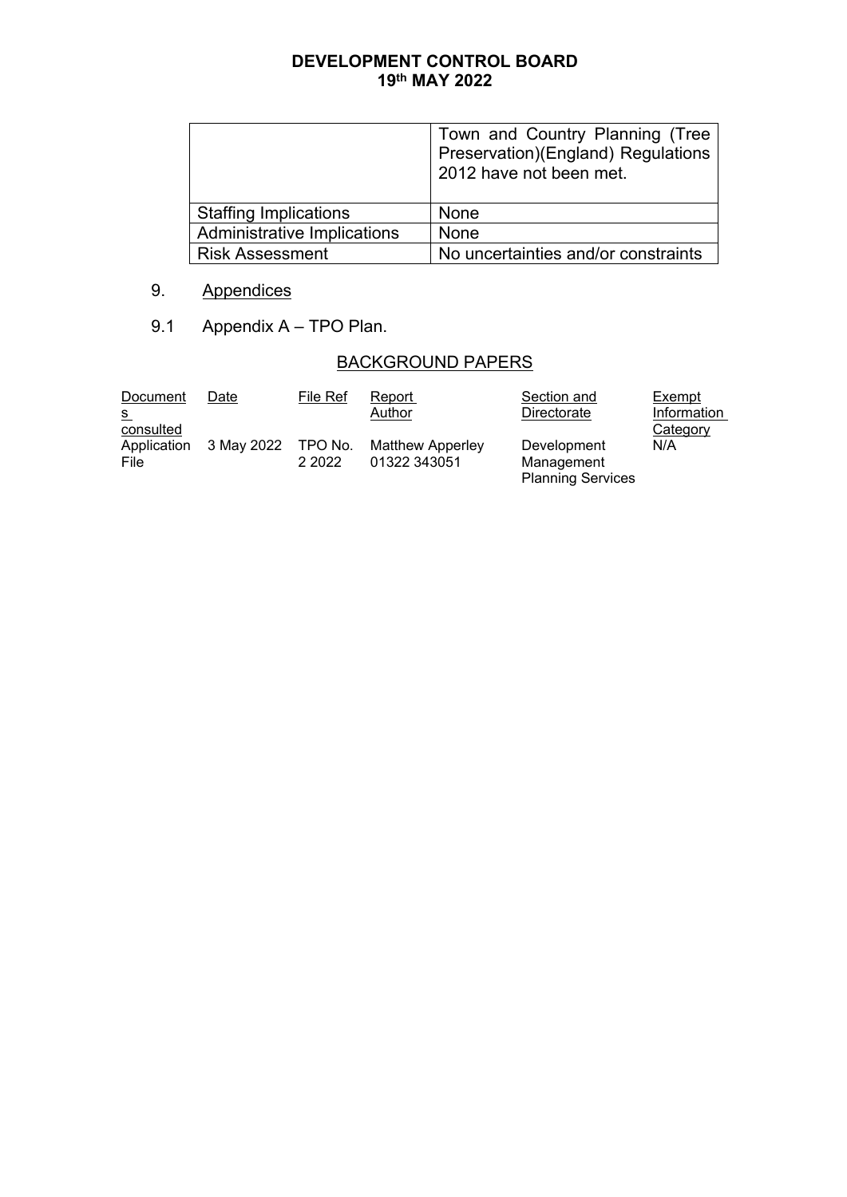**DEVELOPMENT CONTROL BOARD**
**19th MAY 2022**

| | |
|---|---|
| | Town and Country Planning (Tree Preservation)(England) Regulations 2012 have not been met. |
| Staffing Implications | None |
| Administrative Implications | None |
| Risk Assessment | No uncertainties and/or constraints |

9. Appendices

9.1 Appendix A – TPO Plan.

## BACKGROUND PAPERS

| Documents consulted | Date | File Ref | Report Author | Section and Directorate | Exempt Information Category |
|---|---|---|---|---|---|
| Application File | 3 May 2022 | TPO No. 2 2022 | Matthew Apperley 01322 343051 | Development Management Planning Services | N/A |